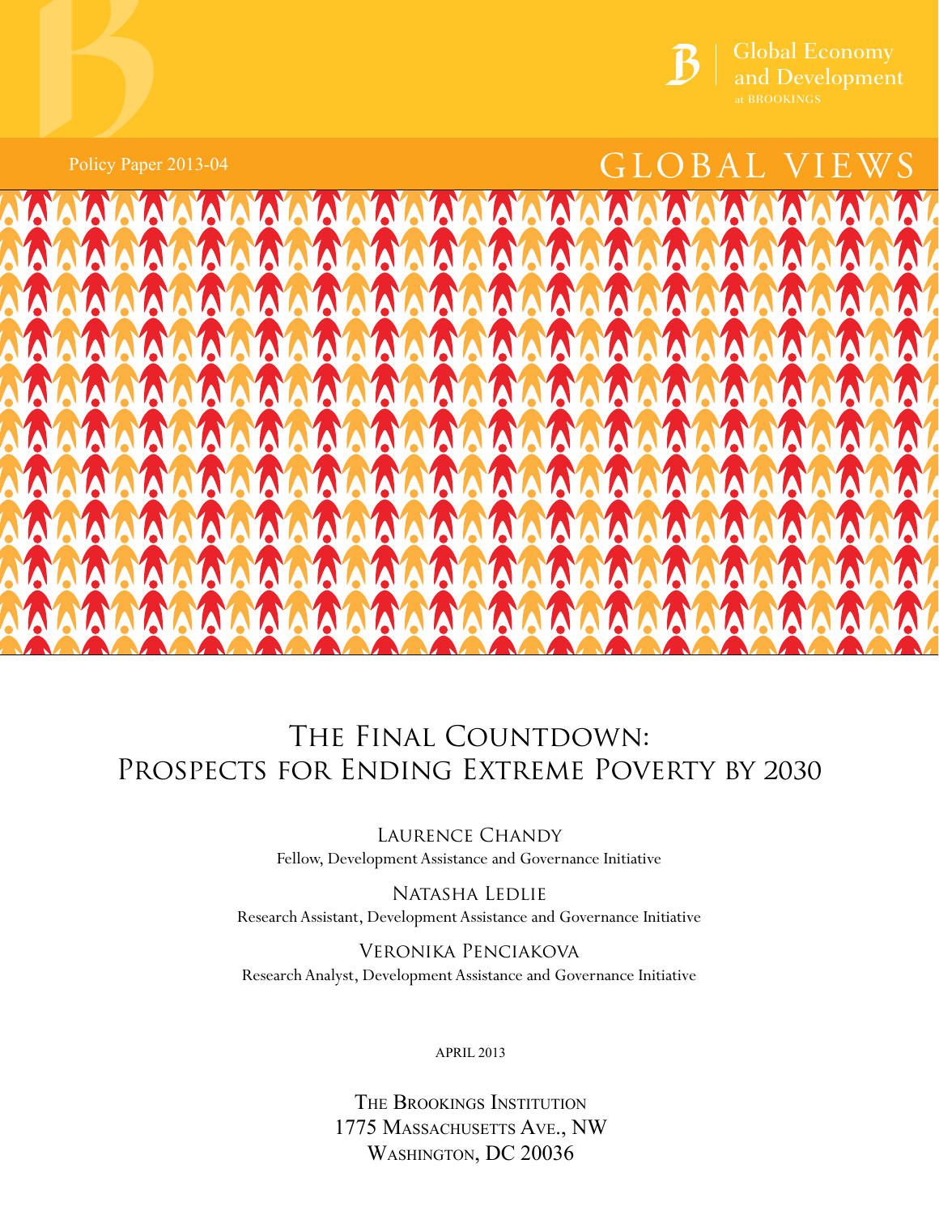Global Economy and Development at BROOKINGS

Policy Paper 2013-04

GLOBAL VIEWS

# The Final Countdown: Prospects for Ending Extreme Poverty by 2030

Laurence Chandy
Fellow, Development Assistance and Governance Initiative

Natasha Ledlie
Research Assistant, Development Assistance and Governance Initiative

Veronika Penciakova
Research Analyst, Development Assistance and Governance Initiative

APRIL 2013

The Brookings Institution
1775 Massachusetts Ave., NW
Washington, DC 20036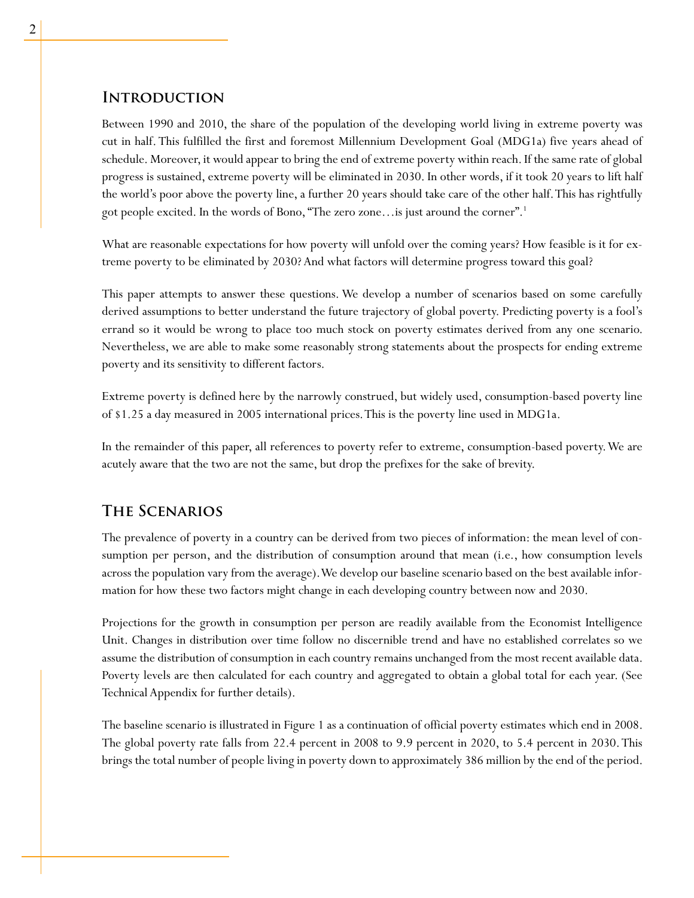## Introduction

Between 1990 and 2010, the share of the population of the developing world living in extreme poverty was cut in half. This fulfilled the first and foremost Millennium Development Goal (MDG1a) five years ahead of schedule. Moreover, it would appear to bring the end of extreme poverty within reach. If the same rate of global progress is sustained, extreme poverty will be eliminated in 2030. In other words, if it took 20 years to lift half the world's poor above the poverty line, a further 20 years should take care of the other half. This has rightfully got people excited. In the words of Bono, "The zero zone…is just around the corner".[1]

What are reasonable expectations for how poverty will unfold over the coming years? How feasible is it for extreme poverty to be eliminated by 2030? And what factors will determine progress toward this goal?

This paper attempts to answer these questions. We develop a number of scenarios based on some carefully derived assumptions to better understand the future trajectory of global poverty. Predicting poverty is a fool's errand so it would be wrong to place too much stock on poverty estimates derived from any one scenario. Nevertheless, we are able to make some reasonably strong statements about the prospects for ending extreme poverty and its sensitivity to different factors.

Extreme poverty is defined here by the narrowly construed, but widely used, consumption-based poverty line of $1.25 a day measured in 2005 international prices. This is the poverty line used in MDG1a.

In the remainder of this paper, all references to poverty refer to extreme, consumption-based poverty. We are acutely aware that the two are not the same, but drop the prefixes for the sake of brevity.

## The Scenarios

The prevalence of poverty in a country can be derived from two pieces of information: the mean level of consumption per person, and the distribution of consumption around that mean (i.e., how consumption levels across the population vary from the average). We develop our baseline scenario based on the best available information for how these two factors might change in each developing country between now and 2030.

Projections for the growth in consumption per person are readily available from the Economist Intelligence Unit. Changes in distribution over time follow no discernible trend and have no established correlates so we assume the distribution of consumption in each country remains unchanged from the most recent available data. Poverty levels are then calculated for each country and aggregated to obtain a global total for each year. (See Technical Appendix for further details).

The baseline scenario is illustrated in Figure 1 as a continuation of official poverty estimates which end in 2008. The global poverty rate falls from 22.4 percent in 2008 to 9.9 percent in 2020, to 5.4 percent in 2030. This brings the total number of people living in poverty down to approximately 386 million by the end of the period.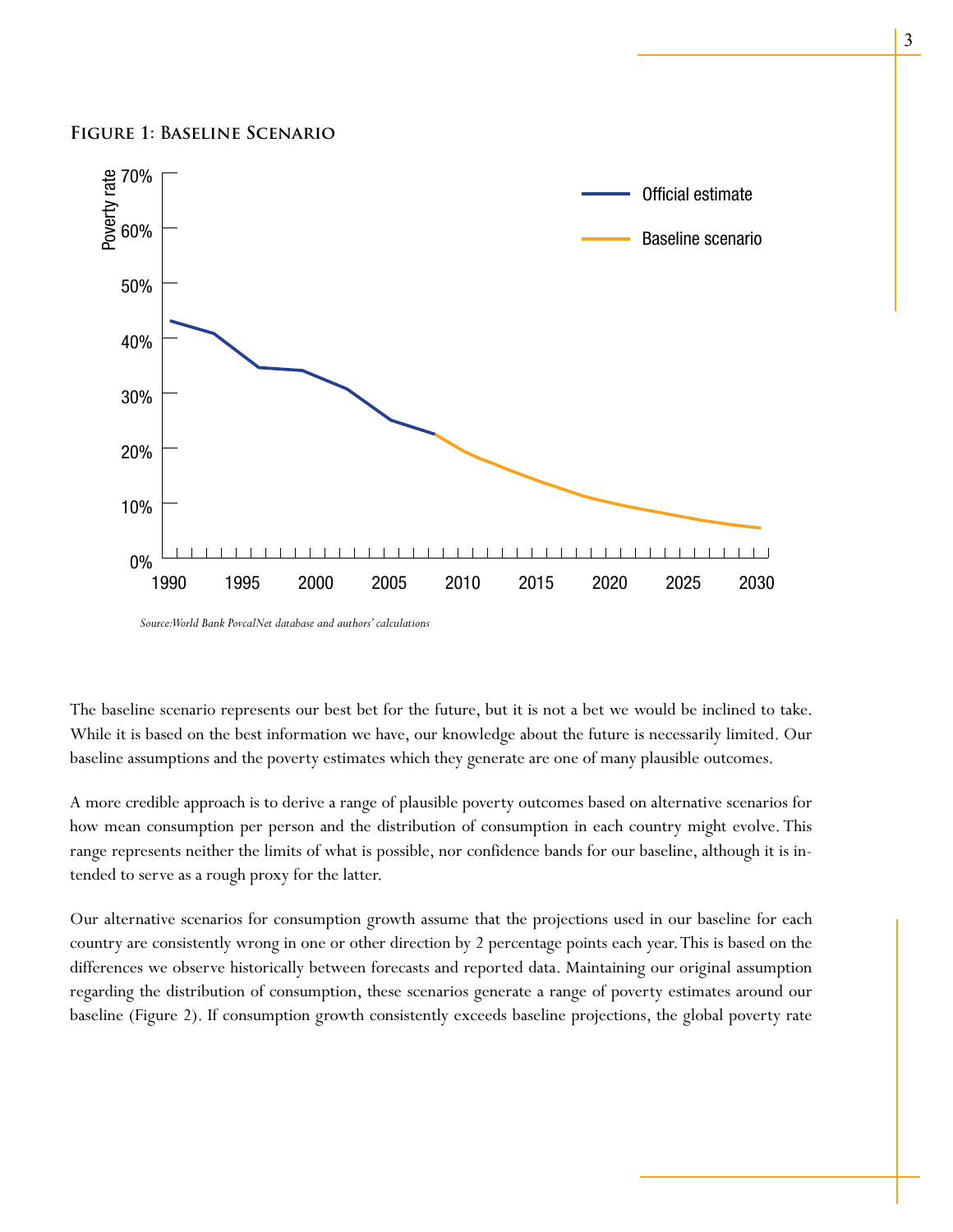**Figure 1: Baseline Scenario**

Source:World Bank PovcalNet database and authors' calculations

The baseline scenario represents our best bet for the future, but it is not a bet we would be inclined to take. While it is based on the best information we have, our knowledge about the future is necessarily limited. Our baseline assumptions and the poverty estimates which they generate are one of many plausible outcomes.

A more credible approach is to derive a range of plausible poverty outcomes based on alternative scenarios for how mean consumption per person and the distribution of consumption in each country might evolve. This range represents neither the limits of what is possible, nor confidence bands for our baseline, although it is intended to serve as a rough proxy for the latter.

Our alternative scenarios for consumption growth assume that the projections used in our baseline for each country are consistently wrong in one or other direction by 2 percentage points each year. This is based on the differences we observe historically between forecasts and reported data. Maintaining our original assumption regarding the distribution of consumption, these scenarios generate a range of poverty estimates around our baseline (Figure 2). If consumption growth consistently exceeds baseline projections, the global poverty rate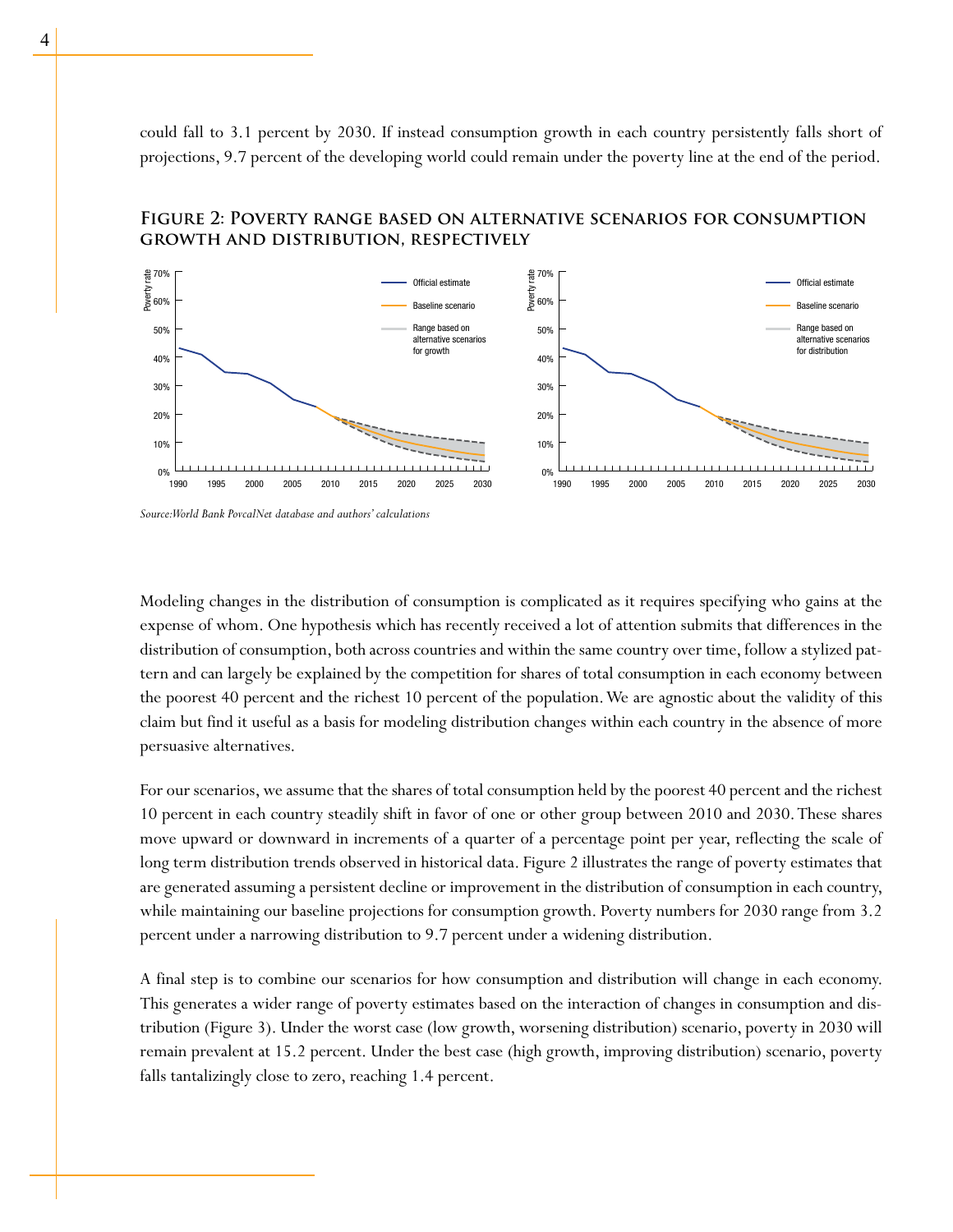could fall to 3.1 percent by 2030. If instead consumption growth in each country persistently falls short of projections, 9.7 percent of the developing world could remain under the poverty line at the end of the period.

**Figure 2: Poverty range based on alternative scenarios for consumption growth and distribution, respectively**

*Source:World Bank PovcalNet database and authors' calculations*

Modeling changes in the distribution of consumption is complicated as it requires specifying who gains at the expense of whom. One hypothesis which has recently received a lot of attention submits that differences in the distribution of consumption, both across countries and within the same country over time, follow a stylized pattern and can largely be explained by the competition for shares of total consumption in each economy between the poorest 40 percent and the richest 10 percent of the population. We are agnostic about the validity of this claim but find it useful as a basis for modeling distribution changes within each country in the absence of more persuasive alternatives.

For our scenarios, we assume that the shares of total consumption held by the poorest 40 percent and the richest 10 percent in each country steadily shift in favor of one or other group between 2010 and 2030. These shares move upward or downward in increments of a quarter of a percentage point per year, reflecting the scale of long term distribution trends observed in historical data. Figure 2 illustrates the range of poverty estimates that are generated assuming a persistent decline or improvement in the distribution of consumption in each country, while maintaining our baseline projections for consumption growth. Poverty numbers for 2030 range from 3.2 percent under a narrowing distribution to 9.7 percent under a widening distribution.

A final step is to combine our scenarios for how consumption and distribution will change in each economy. This generates a wider range of poverty estimates based on the interaction of changes in consumption and distribution (Figure 3). Under the worst case (low growth, worsening distribution) scenario, poverty in 2030 will remain prevalent at 15.2 percent. Under the best case (high growth, improving distribution) scenario, poverty falls tantalizingly close to zero, reaching 1.4 percent.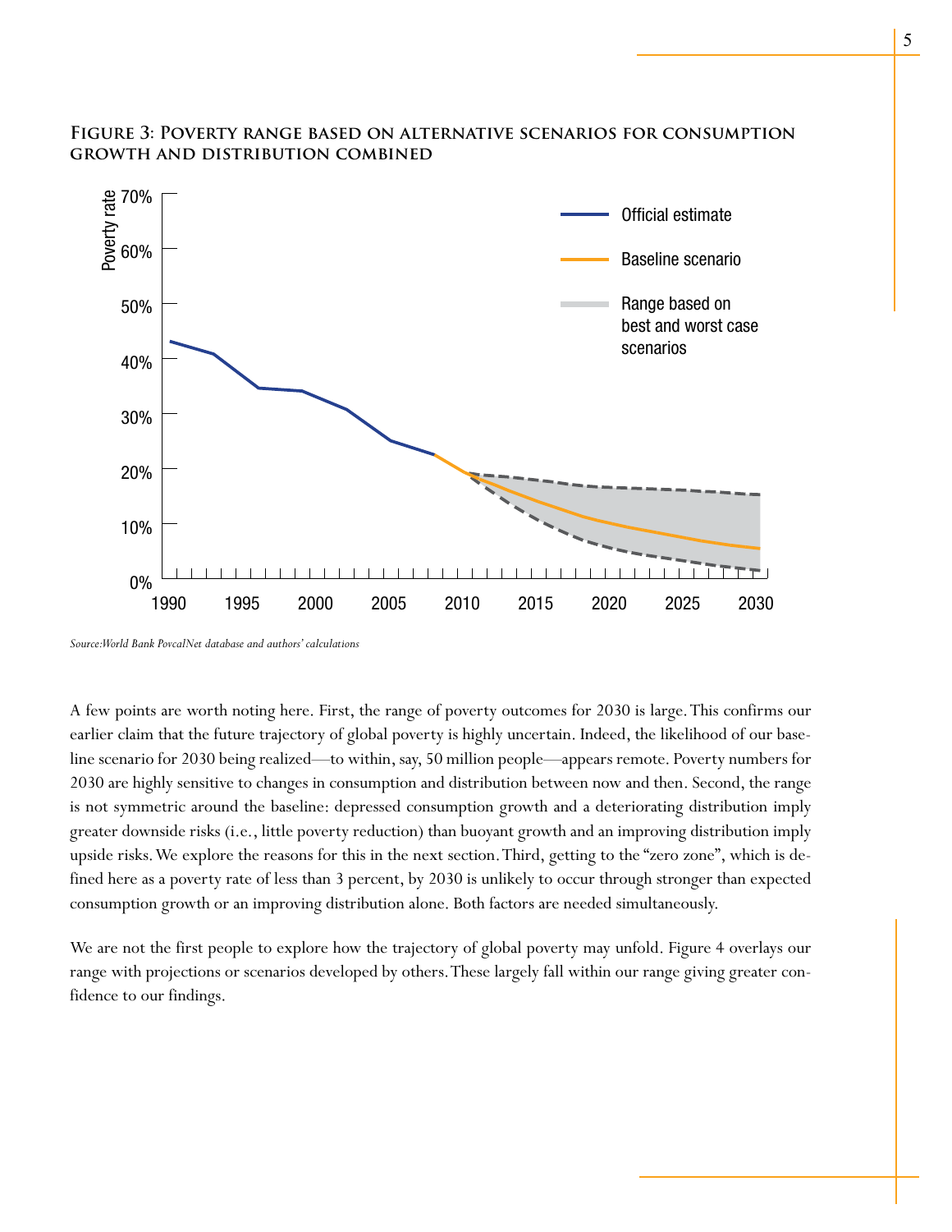**Figure 3: Poverty range based on alternative scenarios for consumption growth and distribution combined**

*Source:World Bank PovcalNet database and authors' calculations*

A few points are worth noting here. First, the range of poverty outcomes for 2030 is large. This confirms our earlier claim that the future trajectory of global poverty is highly uncertain. Indeed, the likelihood of our baseline scenario for 2030 being realized—to within, say, 50 million people—appears remote. Poverty numbers for 2030 are highly sensitive to changes in consumption and distribution between now and then. Second, the range is not symmetric around the baseline: depressed consumption growth and a deteriorating distribution imply greater downside risks (i.e., little poverty reduction) than buoyant growth and an improving distribution imply upside risks. We explore the reasons for this in the next section. Third, getting to the "zero zone", which is defined here as a poverty rate of less than 3 percent, by 2030 is unlikely to occur through stronger than expected consumption growth or an improving distribution alone. Both factors are needed simultaneously.

We are not the first people to explore how the trajectory of global poverty may unfold. Figure 4 overlays our range with projections or scenarios developed by others. These largely fall within our range giving greater confidence to our findings.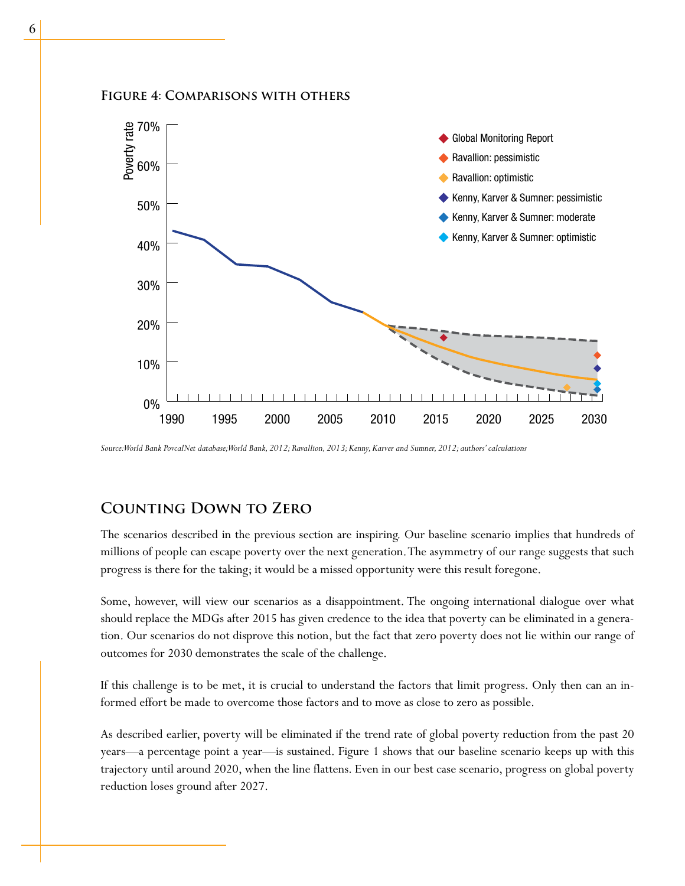**Figure 4: Comparisons with others**

Source:World Bank PovcalNet database;World Bank, 2012; Ravallion, 2013; Kenny, Karver and Sumner, 2012; authors' calculations

## Counting Down to Zero

The scenarios described in the previous section are inspiring. Our baseline scenario implies that hundreds of millions of people can escape poverty over the next generation. The asymmetry of our range suggests that such progress is there for the taking; it would be a missed opportunity were this result foregone.

Some, however, will view our scenarios as a disappointment. The ongoing international dialogue over what should replace the MDGs after 2015 has given credence to the idea that poverty can be eliminated in a generation. Our scenarios do not disprove this notion, but the fact that zero poverty does not lie within our range of outcomes for 2030 demonstrates the scale of the challenge.

If this challenge is to be met, it is crucial to understand the factors that limit progress. Only then can an informed effort be made to overcome those factors and to move as close to zero as possible.

As described earlier, poverty will be eliminated if the trend rate of global poverty reduction from the past 20 years—a percentage point a year—is sustained. Figure 1 shows that our baseline scenario keeps up with this trajectory until around 2020, when the line flattens. Even in our best case scenario, progress on global poverty reduction loses ground after 2027.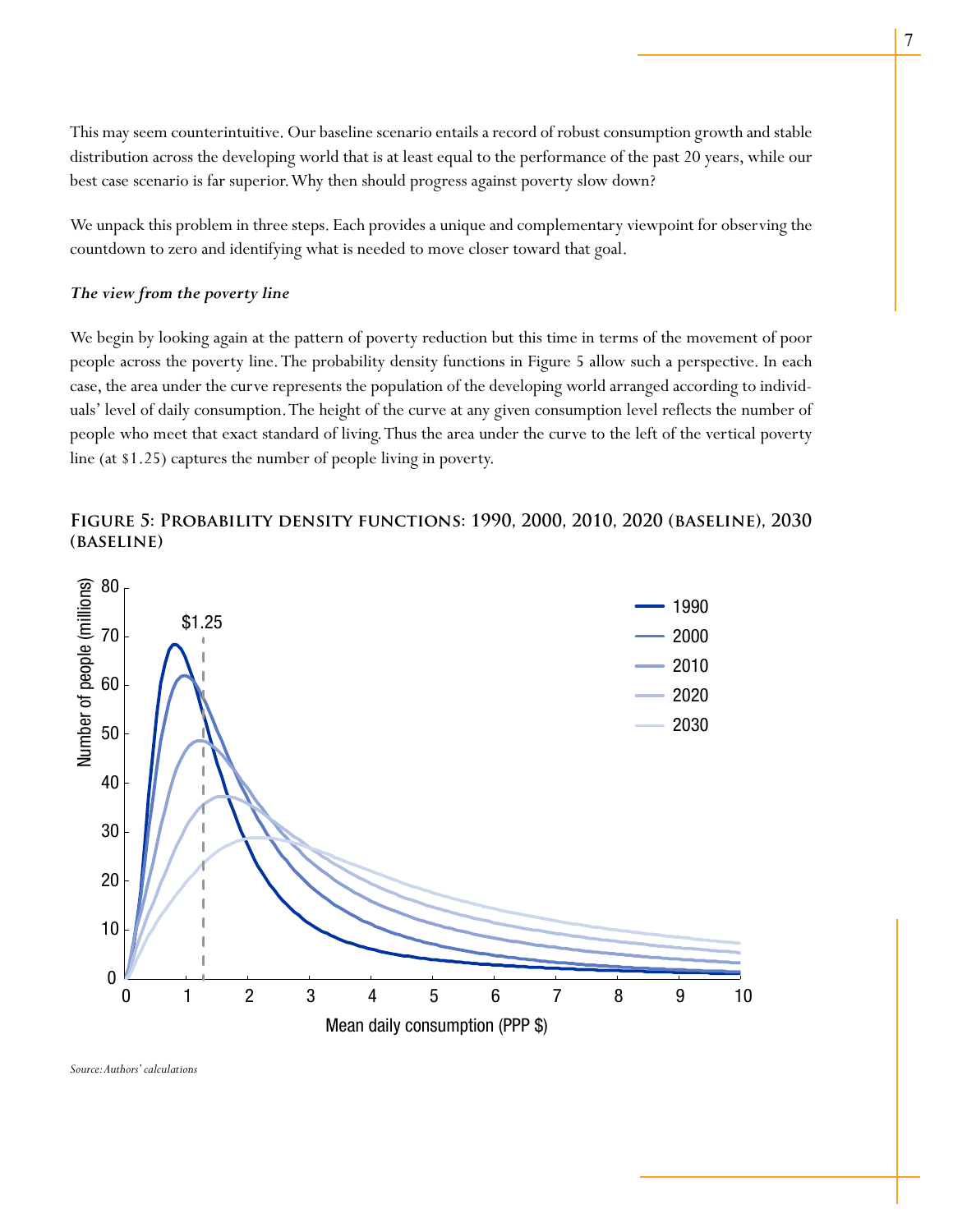This may seem counterintuitive. Our baseline scenario entails a record of robust consumption growth and stable distribution across the developing world that is at least equal to the performance of the past 20 years, while our best case scenario is far superior. Why then should progress against poverty slow down?

We unpack this problem in three steps. Each provides a unique and complementary viewpoint for observing the countdown to zero and identifying what is needed to move closer toward that goal.

***The view from the poverty line***

We begin by looking again at the pattern of poverty reduction but this time in terms of the movement of poor people across the poverty line. The probability density functions in Figure 5 allow such a perspective. In each case, the area under the curve represents the population of the developing world arranged according to individuals' level of daily consumption. The height of the curve at any given consumption level reflects the number of people who meet that exact standard of living. Thus the area under the curve to the left of the vertical poverty line (at $1.25) captures the number of people living in poverty.

**Figure 5: Probability density functions: 1990, 2000, 2010, 2020 (baseline), 2030 (baseline)**

*Source: Authors' calculations*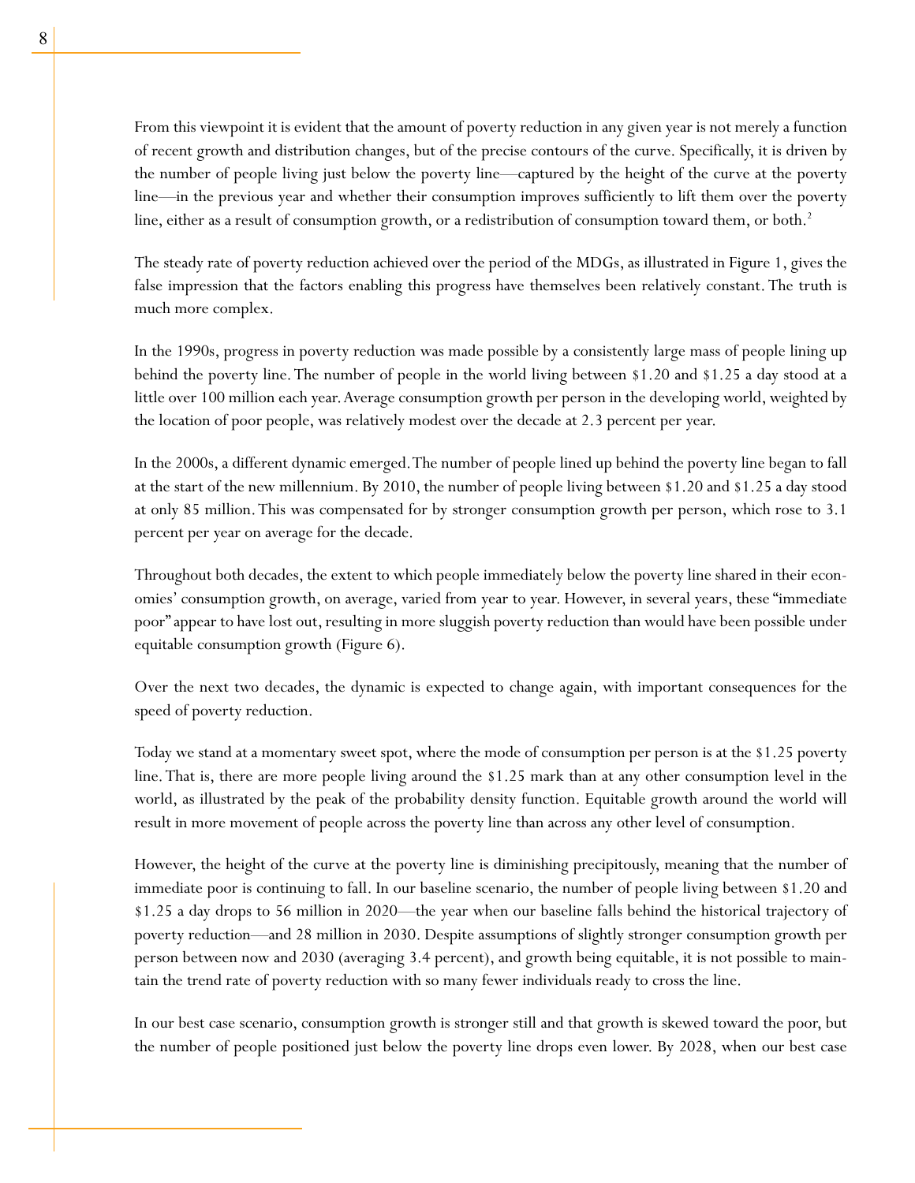From this viewpoint it is evident that the amount of poverty reduction in any given year is not merely a function of recent growth and distribution changes, but of the precise contours of the curve. Specifically, it is driven by the number of people living just below the poverty line—captured by the height of the curve at the poverty line—in the previous year and whether their consumption improves sufficiently to lift them over the poverty line, either as a result of consumption growth, or a redistribution of consumption toward them, or both.[2]

The steady rate of poverty reduction achieved over the period of the MDGs, as illustrated in Figure 1, gives the false impression that the factors enabling this progress have themselves been relatively constant. The truth is much more complex.

In the 1990s, progress in poverty reduction was made possible by a consistently large mass of people lining up behind the poverty line. The number of people in the world living between $1.20 and $1.25 a day stood at a little over 100 million each year. Average consumption growth per person in the developing world, weighted by the location of poor people, was relatively modest over the decade at 2.3 percent per year.

In the 2000s, a different dynamic emerged. The number of people lined up behind the poverty line began to fall at the start of the new millennium. By 2010, the number of people living between $1.20 and $1.25 a day stood at only 85 million. This was compensated for by stronger consumption growth per person, which rose to 3.1 percent per year on average for the decade.

Throughout both decades, the extent to which people immediately below the poverty line shared in their economies' consumption growth, on average, varied from year to year. However, in several years, these "immediate poor" appear to have lost out, resulting in more sluggish poverty reduction than would have been possible under equitable consumption growth (Figure 6).

Over the next two decades, the dynamic is expected to change again, with important consequences for the speed of poverty reduction.

Today we stand at a momentary sweet spot, where the mode of consumption per person is at the $1.25 poverty line. That is, there are more people living around the $1.25 mark than at any other consumption level in the world, as illustrated by the peak of the probability density function. Equitable growth around the world will result in more movement of people across the poverty line than across any other level of consumption.

However, the height of the curve at the poverty line is diminishing precipitously, meaning that the number of immediate poor is continuing to fall. In our baseline scenario, the number of people living between $1.20 and $1.25 a day drops to 56 million in 2020—the year when our baseline falls behind the historical trajectory of poverty reduction—and 28 million in 2030. Despite assumptions of slightly stronger consumption growth per person between now and 2030 (averaging 3.4 percent), and growth being equitable, it is not possible to maintain the trend rate of poverty reduction with so many fewer individuals ready to cross the line.

In our best case scenario, consumption growth is stronger still and that growth is skewed toward the poor, but the number of people positioned just below the poverty line drops even lower. By 2028, when our best case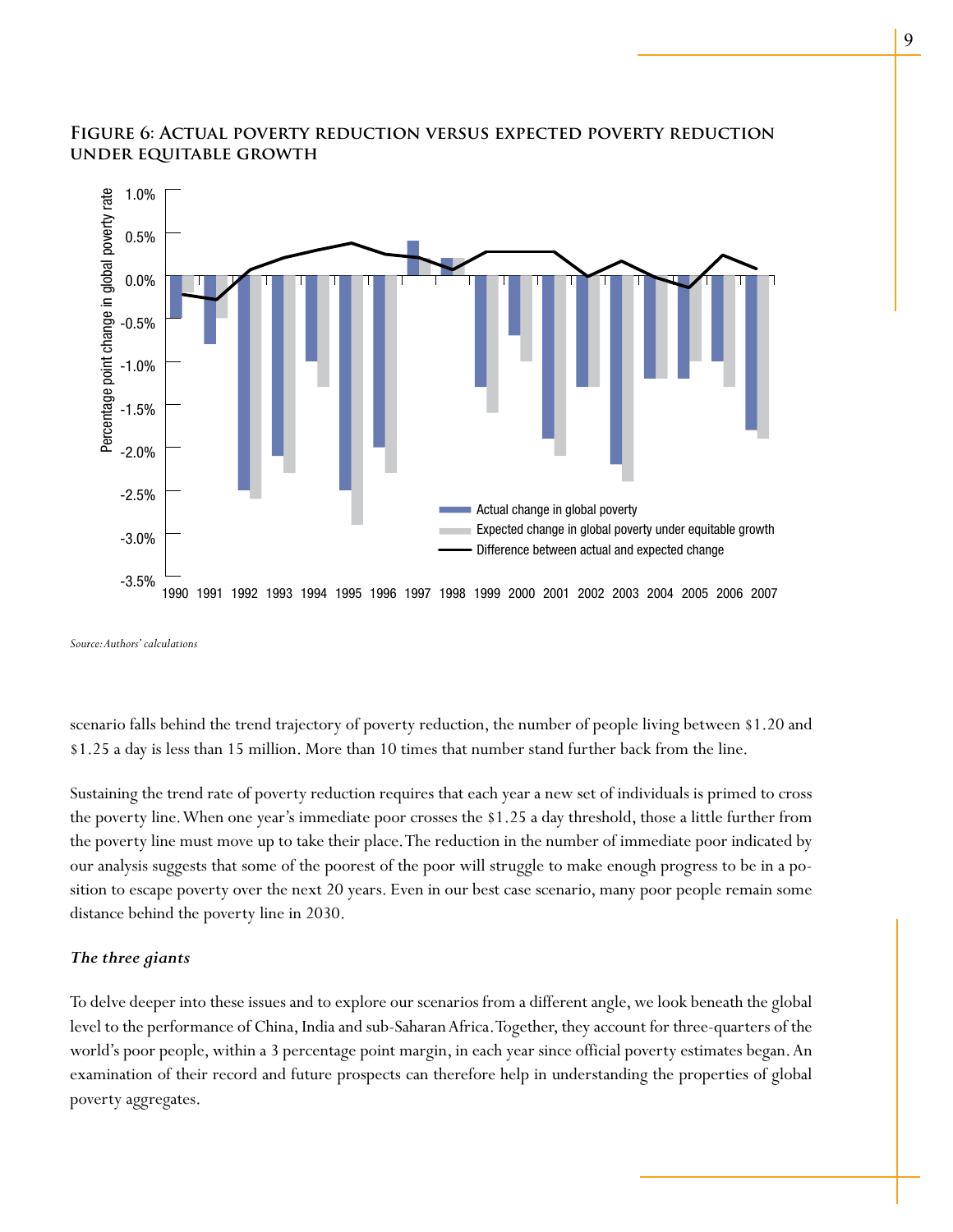**Figure 6: Actual poverty reduction versus expected poverty reduction under equitable growth**

*Source: Authors' calculations*

scenario falls behind the trend trajectory of poverty reduction, the number of people living between $1.20 and $1.25 a day is less than 15 million. More than 10 times that number stand further back from the line.

Sustaining the trend rate of poverty reduction requires that each year a new set of individuals is primed to cross the poverty line. When one year's immediate poor crosses the $1.25 a day threshold, those a little further from the poverty line must move up to take their place. The reduction in the number of immediate poor indicated by our analysis suggests that some of the poorest of the poor will struggle to make enough progress to be in a position to escape poverty over the next 20 years. Even in our best case scenario, many poor people remain some distance behind the poverty line in 2030.

### *The three giants*

To delve deeper into these issues and to explore our scenarios from a different angle, we look beneath the global level to the performance of China, India and sub-Saharan Africa. Together, they account for three-quarters of the world's poor people, within a 3 percentage point margin, in each year since official poverty estimates began. An examination of their record and future prospects can therefore help in understanding the properties of global poverty aggregates.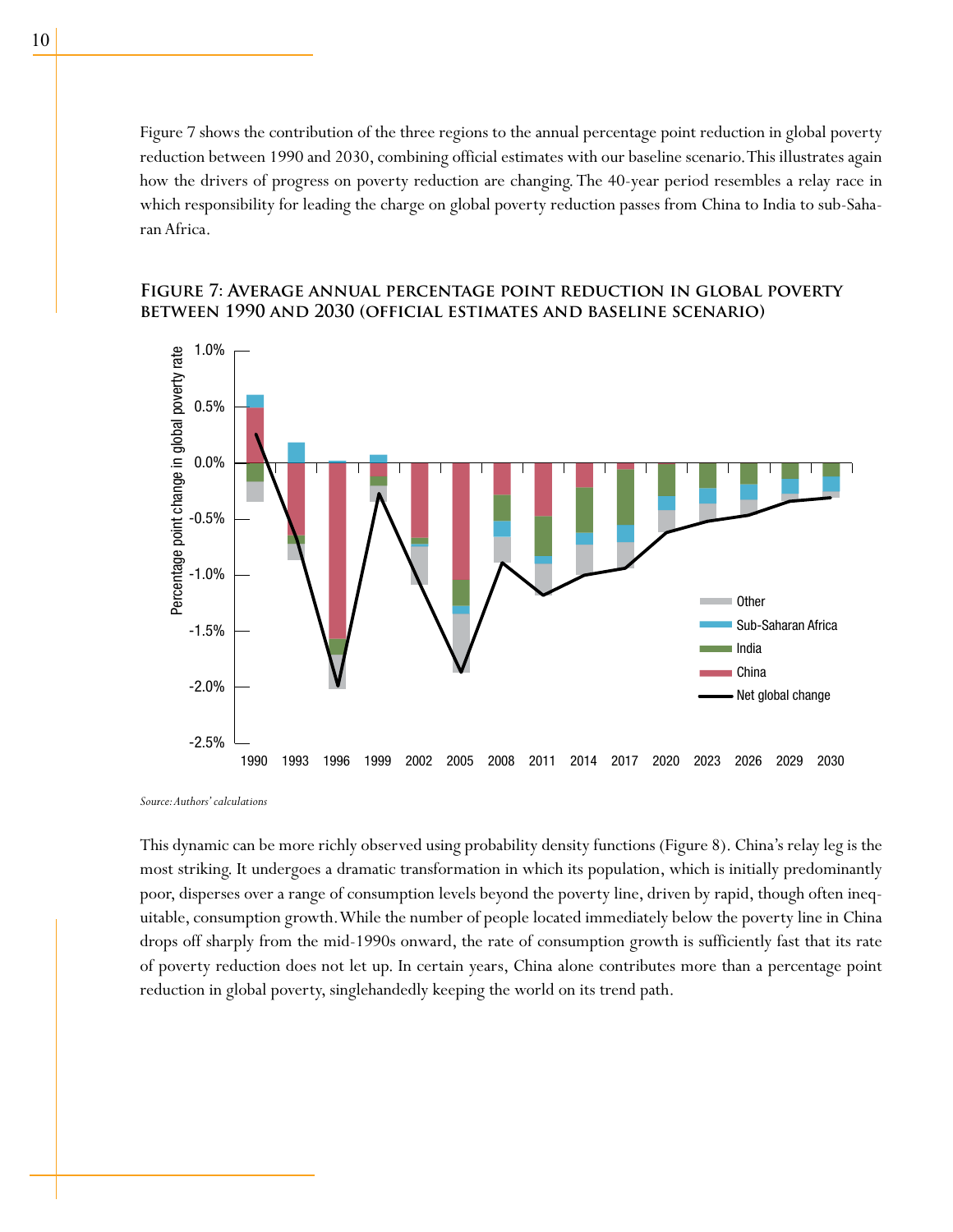Figure 7 shows the contribution of the three regions to the annual percentage point reduction in global poverty reduction between 1990 and 2030, combining official estimates with our baseline scenario. This illustrates again how the drivers of progress on poverty reduction are changing. The 40-year period resembles a relay race in which responsibility for leading the charge on global poverty reduction passes from China to India to sub-Saharan Africa.

### Figure 7: Average annual percentage point reduction in global poverty between 1990 and 2030 (official estimates and baseline scenario)

*Source: Authors' calculations*

This dynamic can be more richly observed using probability density functions (Figure 8). China's relay leg is the most striking. It undergoes a dramatic transformation in which its population, which is initially predominantly poor, disperses over a range of consumption levels beyond the poverty line, driven by rapid, though often inequitable, consumption growth. While the number of people located immediately below the poverty line in China drops off sharply from the mid-1990s onward, the rate of consumption growth is sufficiently fast that its rate of poverty reduction does not let up. In certain years, China alone contributes more than a percentage point reduction in global poverty, singlehandedly keeping the world on its trend path.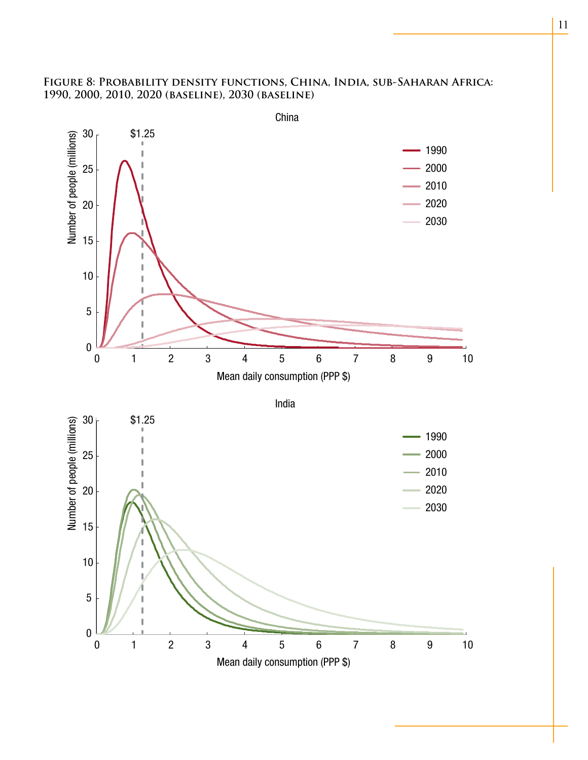**Figure 8: Probability density functions, China, India, sub-Saharan Africa: 1990, 2000, 2010, 2020 (baseline), 2030 (baseline)**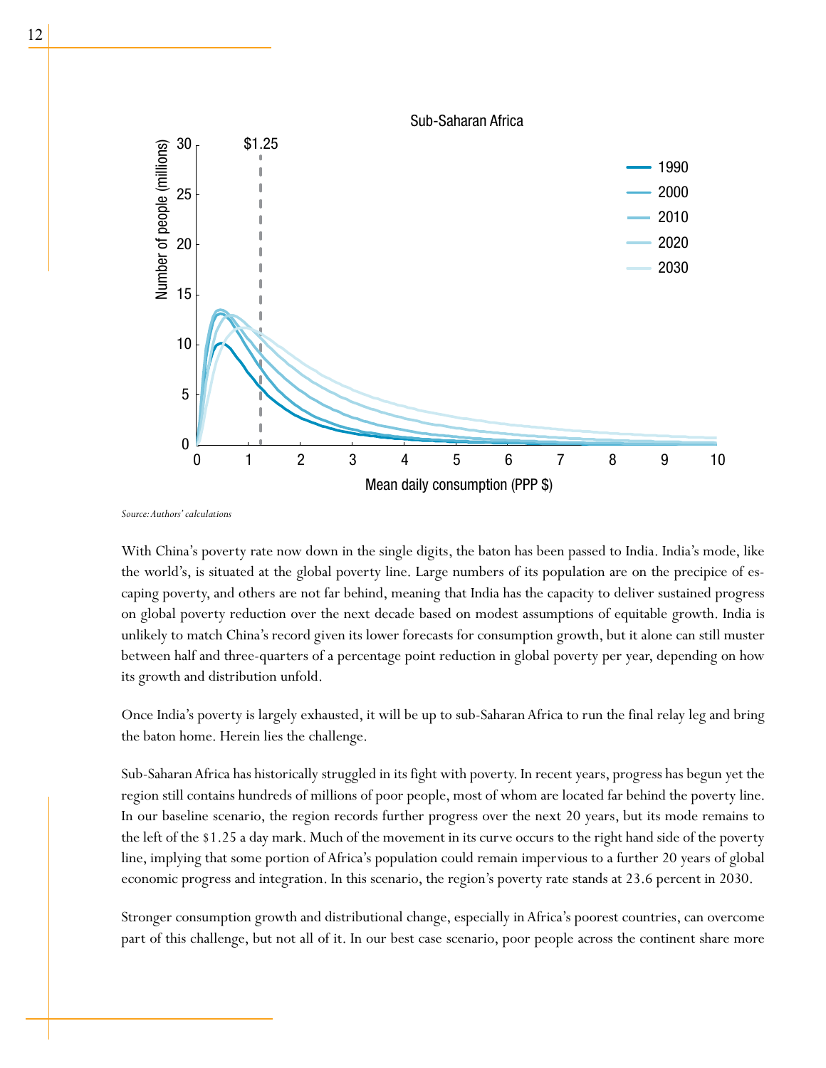Source: Authors' calculations

With China's poverty rate now down in the single digits, the baton has been passed to India. India's mode, like the world's, is situated at the global poverty line. Large numbers of its population are on the precipice of escaping poverty, and others are not far behind, meaning that India has the capacity to deliver sustained progress on global poverty reduction over the next decade based on modest assumptions of equitable growth. India is unlikely to match China's record given its lower forecasts for consumption growth, but it alone can still muster between half and three-quarters of a percentage point reduction in global poverty per year, depending on how its growth and distribution unfold.

Once India's poverty is largely exhausted, it will be up to sub-Saharan Africa to run the final relay leg and bring the baton home. Herein lies the challenge.

Sub-Saharan Africa has historically struggled in its fight with poverty. In recent years, progress has begun yet the region still contains hundreds of millions of poor people, most of whom are located far behind the poverty line. In our baseline scenario, the region records further progress over the next 20 years, but its mode remains to the left of the $1.25 a day mark. Much of the movement in its curve occurs to the right hand side of the poverty line, implying that some portion of Africa's population could remain impervious to a further 20 years of global economic progress and integration. In this scenario, the region's poverty rate stands at 23.6 percent in 2030.

Stronger consumption growth and distributional change, especially in Africa's poorest countries, can overcome part of this challenge, but not all of it. In our best case scenario, poor people across the continent share more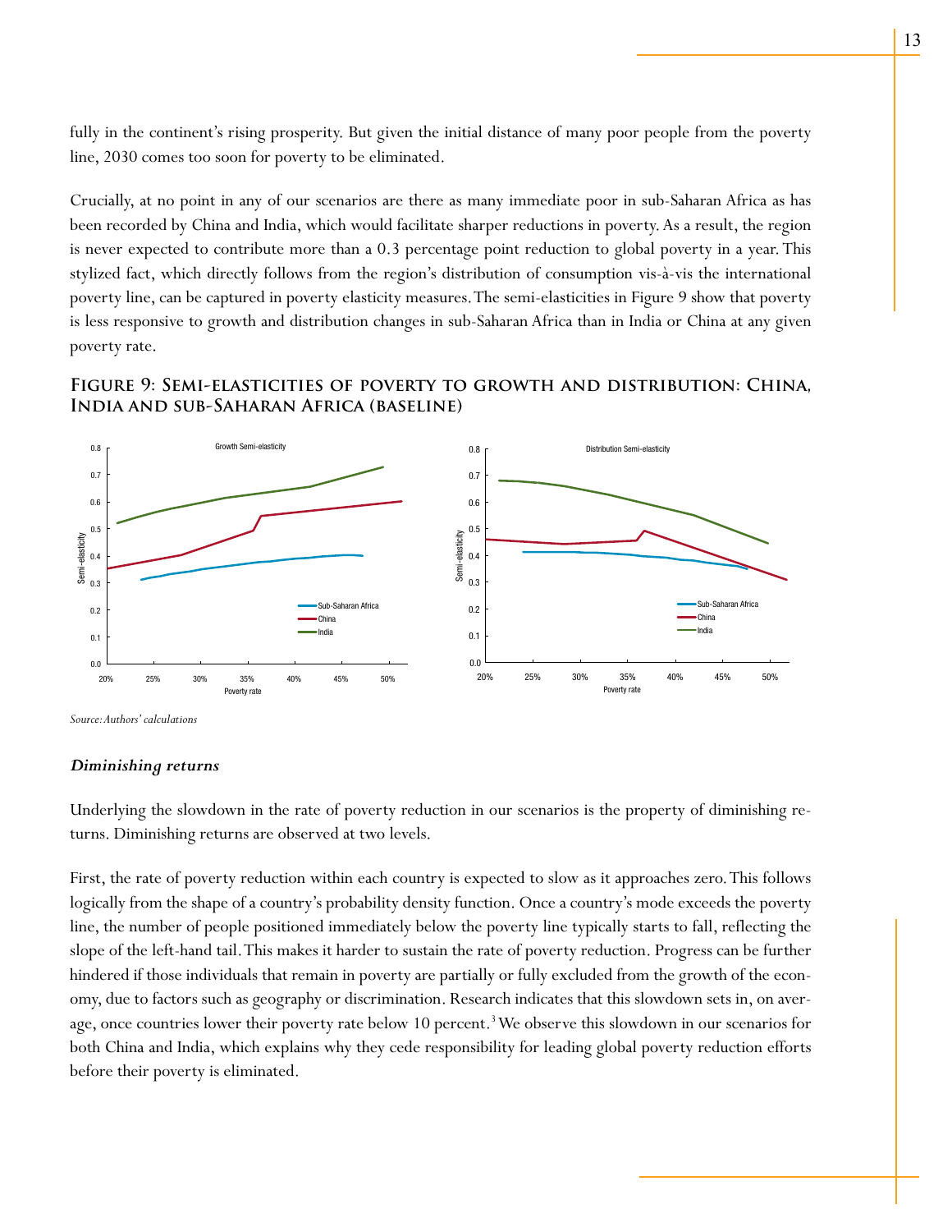fully in the continent's rising prosperity. But given the initial distance of many poor people from the poverty line, 2030 comes too soon for poverty to be eliminated.

Crucially, at no point in any of our scenarios are there as many immediate poor in sub-Saharan Africa as has been recorded by China and India, which would facilitate sharper reductions in poverty. As a result, the region is never expected to contribute more than a 0.3 percentage point reduction to global poverty in a year. This stylized fact, which directly follows from the region's distribution of consumption vis-à-vis the international poverty line, can be captured in poverty elasticity measures. The semi-elasticities in Figure 9 show that poverty is less responsive to growth and distribution changes in sub-Saharan Africa than in India or China at any given poverty rate.

**Figure 9: Semi-elasticities of poverty to growth and distribution: China, India and sub-Saharan Africa (baseline)**

*Source: Authors' calculations*

### *Diminishing returns*

Underlying the slowdown in the rate of poverty reduction in our scenarios is the property of diminishing returns. Diminishing returns are observed at two levels.

First, the rate of poverty reduction within each country is expected to slow as it approaches zero. This follows logically from the shape of a country's probability density function. Once a country's mode exceeds the poverty line, the number of people positioned immediately below the poverty line typically starts to fall, reflecting the slope of the left-hand tail. This makes it harder to sustain the rate of poverty reduction. Progress can be further hindered if those individuals that remain in poverty are partially or fully excluded from the growth of the economy, due to factors such as geography or discrimination. Research indicates that this slowdown sets in, on average, once countries lower their poverty rate below 10 percent.[3] We observe this slowdown in our scenarios for both China and India, which explains why they cede responsibility for leading global poverty reduction efforts before their poverty is eliminated.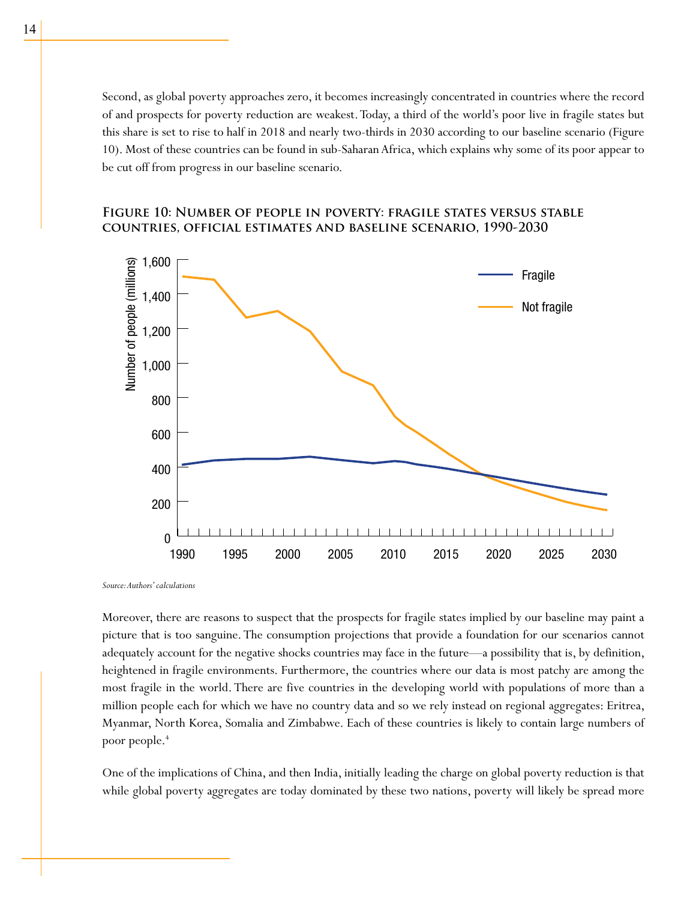Second, as global poverty approaches zero, it becomes increasingly concentrated in countries where the record of and prospects for poverty reduction are weakest. Today, a third of the world's poor live in fragile states but this share is set to rise to half in 2018 and nearly two-thirds in 2030 according to our baseline scenario (Figure 10). Most of these countries can be found in sub-Saharan Africa, which explains why some of its poor appear to be cut off from progress in our baseline scenario.

**Figure 10: Number of people in poverty: fragile states versus stable countries, official estimates and baseline scenario, 1990-2030**

*Source: Authors' calculations*

Moreover, there are reasons to suspect that the prospects for fragile states implied by our baseline may paint a picture that is too sanguine. The consumption projections that provide a foundation for our scenarios cannot adequately account for the negative shocks countries may face in the future—a possibility that is, by definition, heightened in fragile environments. Furthermore, the countries where our data is most patchy are among the most fragile in the world. There are five countries in the developing world with populations of more than a million people each for which we have no country data and so we rely instead on regional aggregates: Eritrea, Myanmar, North Korea, Somalia and Zimbabwe. Each of these countries is likely to contain large numbers of poor people.[4]

One of the implications of China, and then India, initially leading the charge on global poverty reduction is that while global poverty aggregates are today dominated by these two nations, poverty will likely be spread more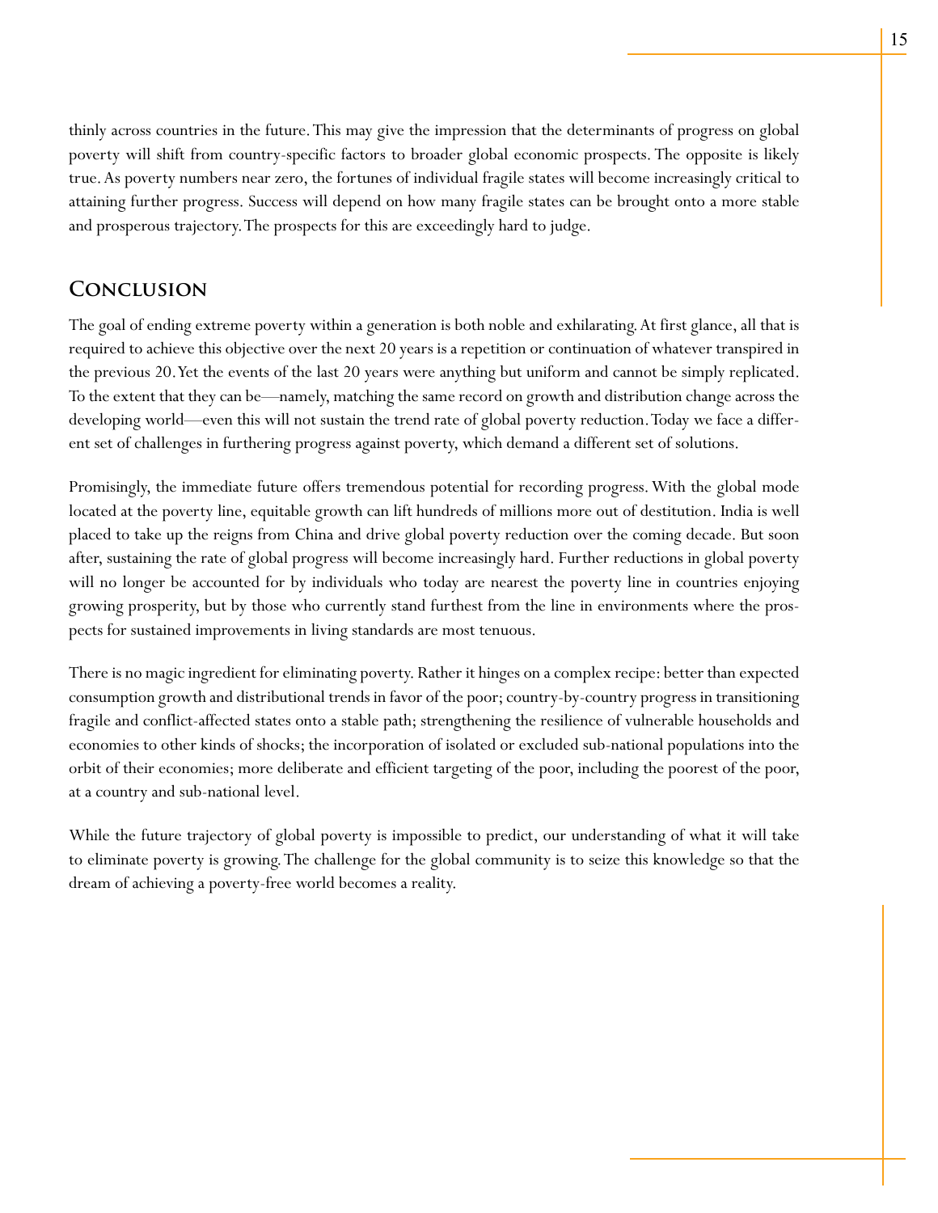thinly across countries in the future. This may give the impression that the determinants of progress on global poverty will shift from country-specific factors to broader global economic prospects. The opposite is likely true. As poverty numbers near zero, the fortunes of individual fragile states will become increasingly critical to attaining further progress. Success will depend on how many fragile states can be brought onto a more stable and prosperous trajectory. The prospects for this are exceedingly hard to judge.

## Conclusion

The goal of ending extreme poverty within a generation is both noble and exhilarating. At first glance, all that is required to achieve this objective over the next 20 years is a repetition or continuation of whatever transpired in the previous 20. Yet the events of the last 20 years were anything but uniform and cannot be simply replicated. To the extent that they can be—namely, matching the same record on growth and distribution change across the developing world—even this will not sustain the trend rate of global poverty reduction. Today we face a different set of challenges in furthering progress against poverty, which demand a different set of solutions.

Promisingly, the immediate future offers tremendous potential for recording progress. With the global mode located at the poverty line, equitable growth can lift hundreds of millions more out of destitution. India is well placed to take up the reigns from China and drive global poverty reduction over the coming decade. But soon after, sustaining the rate of global progress will become increasingly hard. Further reductions in global poverty will no longer be accounted for by individuals who today are nearest the poverty line in countries enjoying growing prosperity, but by those who currently stand furthest from the line in environments where the prospects for sustained improvements in living standards are most tenuous.

There is no magic ingredient for eliminating poverty. Rather it hinges on a complex recipe: better than expected consumption growth and distributional trends in favor of the poor; country-by-country progress in transitioning fragile and conflict-affected states onto a stable path; strengthening the resilience of vulnerable households and economies to other kinds of shocks; the incorporation of isolated or excluded sub-national populations into the orbit of their economies; more deliberate and efficient targeting of the poor, including the poorest of the poor, at a country and sub-national level.

While the future trajectory of global poverty is impossible to predict, our understanding of what it will take to eliminate poverty is growing. The challenge for the global community is to seize this knowledge so that the dream of achieving a poverty-free world becomes a reality.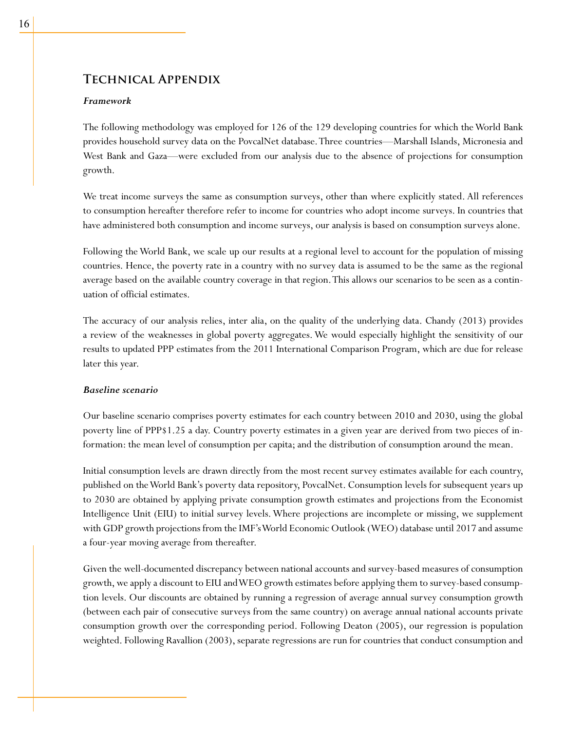# Technical Appendix

***Framework***

The following methodology was employed for 126 of the 129 developing countries for which the World Bank provides household survey data on the PovcalNet database. Three countries—Marshall Islands, Micronesia and West Bank and Gaza—were excluded from our analysis due to the absence of projections for consumption growth.

We treat income surveys the same as consumption surveys, other than where explicitly stated. All references to consumption hereafter therefore refer to income for countries who adopt income surveys. In countries that have administered both consumption and income surveys, our analysis is based on consumption surveys alone.

Following the World Bank, we scale up our results at a regional level to account for the population of missing countries. Hence, the poverty rate in a country with no survey data is assumed to be the same as the regional average based on the available country coverage in that region. This allows our scenarios to be seen as a continuation of official estimates.

The accuracy of our analysis relies, inter alia, on the quality of the underlying data. Chandy (2013) provides a review of the weaknesses in global poverty aggregates. We would especially highlight the sensitivity of our results to updated PPP estimates from the 2011 International Comparison Program, which are due for release later this year.

***Baseline scenario***

Our baseline scenario comprises poverty estimates for each country between 2010 and 2030, using the global poverty line of PPP$1.25 a day. Country poverty estimates in a given year are derived from two pieces of information: the mean level of consumption per capita; and the distribution of consumption around the mean.

Initial consumption levels are drawn directly from the most recent survey estimates available for each country, published on the World Bank's poverty data repository, PovcalNet. Consumption levels for subsequent years up to 2030 are obtained by applying private consumption growth estimates and projections from the Economist Intelligence Unit (EIU) to initial survey levels. Where projections are incomplete or missing, we supplement with GDP growth projections from the IMF's World Economic Outlook (WEO) database until 2017 and assume a four-year moving average from thereafter.

Given the well-documented discrepancy between national accounts and survey-based measures of consumption growth, we apply a discount to EIU and WEO growth estimates before applying them to survey-based consumption levels. Our discounts are obtained by running a regression of average annual survey consumption growth (between each pair of consecutive surveys from the same country) on average annual national accounts private consumption growth over the corresponding period. Following Deaton (2005), our regression is population weighted. Following Ravallion (2003), separate regressions are run for countries that conduct consumption and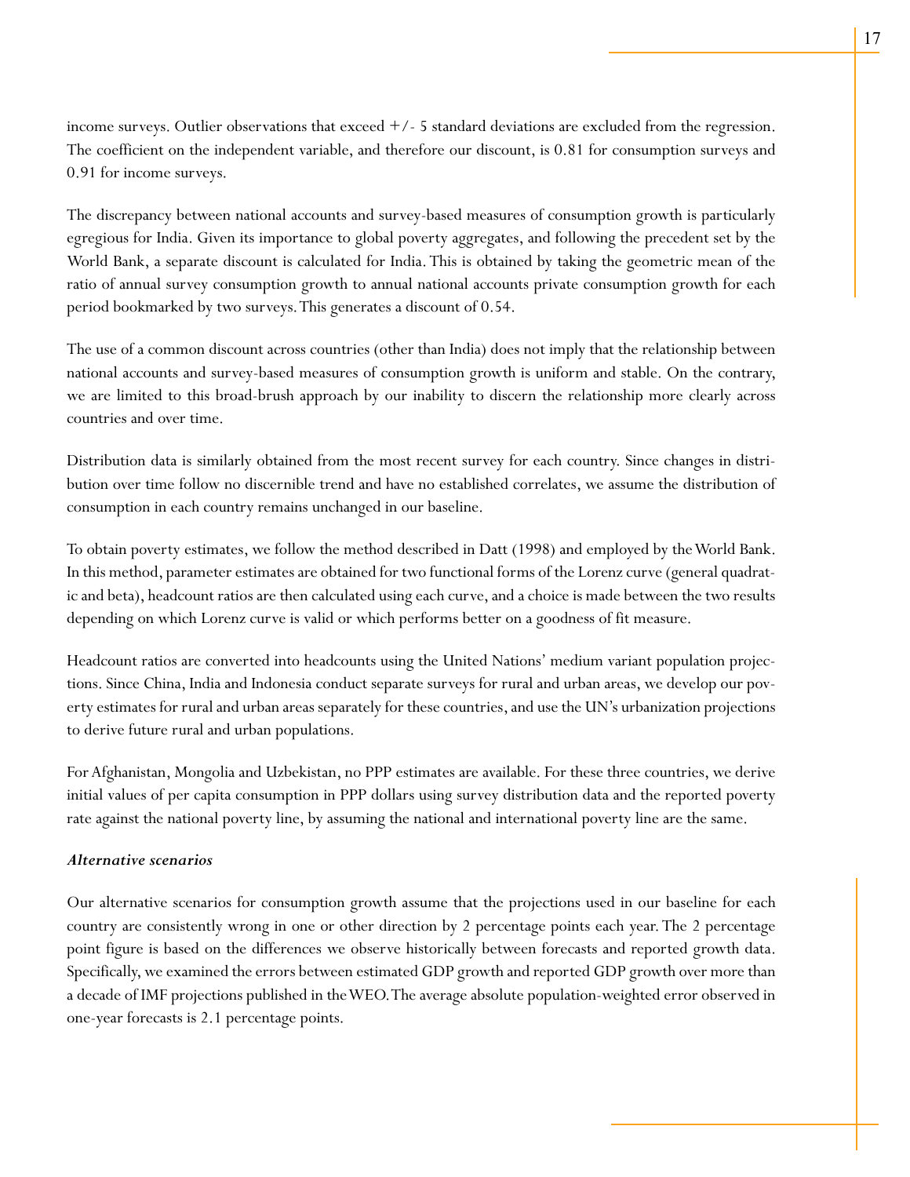income surveys. Outlier observations that exceed +/- 5 standard deviations are excluded from the regression. The coefficient on the independent variable, and therefore our discount, is 0.81 for consumption surveys and 0.91 for income surveys.

The discrepancy between national accounts and survey-based measures of consumption growth is particularly egregious for India. Given its importance to global poverty aggregates, and following the precedent set by the World Bank, a separate discount is calculated for India. This is obtained by taking the geometric mean of the ratio of annual survey consumption growth to annual national accounts private consumption growth for each period bookmarked by two surveys. This generates a discount of 0.54.

The use of a common discount across countries (other than India) does not imply that the relationship between national accounts and survey-based measures of consumption growth is uniform and stable. On the contrary, we are limited to this broad-brush approach by our inability to discern the relationship more clearly across countries and over time.

Distribution data is similarly obtained from the most recent survey for each country. Since changes in distribution over time follow no discernible trend and have no established correlates, we assume the distribution of consumption in each country remains unchanged in our baseline.

To obtain poverty estimates, we follow the method described in Datt (1998) and employed by the World Bank. In this method, parameter estimates are obtained for two functional forms of the Lorenz curve (general quadratic and beta), headcount ratios are then calculated using each curve, and a choice is made between the two results depending on which Lorenz curve is valid or which performs better on a goodness of fit measure.

Headcount ratios are converted into headcounts using the United Nations' medium variant population projections. Since China, India and Indonesia conduct separate surveys for rural and urban areas, we develop our poverty estimates for rural and urban areas separately for these countries, and use the UN's urbanization projections to derive future rural and urban populations.

For Afghanistan, Mongolia and Uzbekistan, no PPP estimates are available. For these three countries, we derive initial values of per capita consumption in PPP dollars using survey distribution data and the reported poverty rate against the national poverty line, by assuming the national and international poverty line are the same.

***Alternative scenarios***

Our alternative scenarios for consumption growth assume that the projections used in our baseline for each country are consistently wrong in one or other direction by 2 percentage points each year. The 2 percentage point figure is based on the differences we observe historically between forecasts and reported growth data. Specifically, we examined the errors between estimated GDP growth and reported GDP growth over more than a decade of IMF projections published in the WEO. The average absolute population-weighted error observed in one-year forecasts is 2.1 percentage points.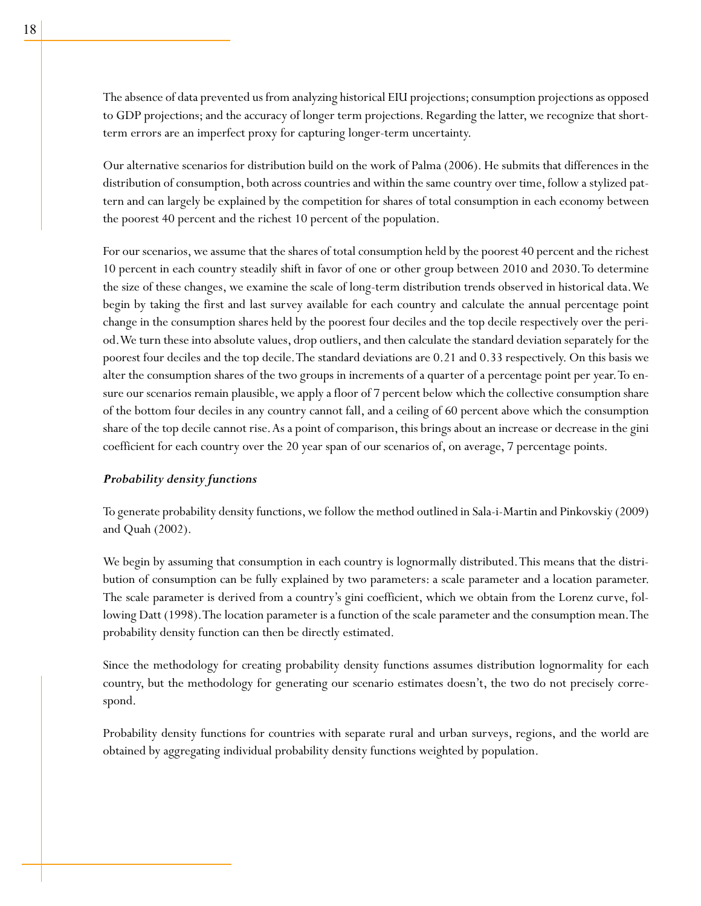The absence of data prevented us from analyzing historical EIU projections; consumption projections as opposed to GDP projections; and the accuracy of longer term projections. Regarding the latter, we recognize that short-term errors are an imperfect proxy for capturing longer-term uncertainty.

Our alternative scenarios for distribution build on the work of Palma (2006). He submits that differences in the distribution of consumption, both across countries and within the same country over time, follow a stylized pattern and can largely be explained by the competition for shares of total consumption in each economy between the poorest 40 percent and the richest 10 percent of the population.

For our scenarios, we assume that the shares of total consumption held by the poorest 40 percent and the richest 10 percent in each country steadily shift in favor of one or other group between 2010 and 2030. To determine the size of these changes, we examine the scale of long-term distribution trends observed in historical data. We begin by taking the first and last survey available for each country and calculate the annual percentage point change in the consumption shares held by the poorest four deciles and the top decile respectively over the period. We turn these into absolute values, drop outliers, and then calculate the standard deviation separately for the poorest four deciles and the top decile. The standard deviations are 0.21 and 0.33 respectively. On this basis we alter the consumption shares of the two groups in increments of a quarter of a percentage point per year. To ensure our scenarios remain plausible, we apply a floor of 7 percent below which the collective consumption share of the bottom four deciles in any country cannot fall, and a ceiling of 60 percent above which the consumption share of the top decile cannot rise. As a point of comparison, this brings about an increase or decrease in the gini coefficient for each country over the 20 year span of our scenarios of, on average, 7 percentage points.

### *Probability density functions*

To generate probability density functions, we follow the method outlined in Sala-i-Martin and Pinkovskiy (2009) and Quah (2002).

We begin by assuming that consumption in each country is lognormally distributed. This means that the distribution of consumption can be fully explained by two parameters: a scale parameter and a location parameter. The scale parameter is derived from a country's gini coefficient, which we obtain from the Lorenz curve, following Datt (1998). The location parameter is a function of the scale parameter and the consumption mean. The probability density function can then be directly estimated.

Since the methodology for creating probability density functions assumes distribution lognormality for each country, but the methodology for generating our scenario estimates doesn't, the two do not precisely correspond.

Probability density functions for countries with separate rural and urban surveys, regions, and the world are obtained by aggregating individual probability density functions weighted by population.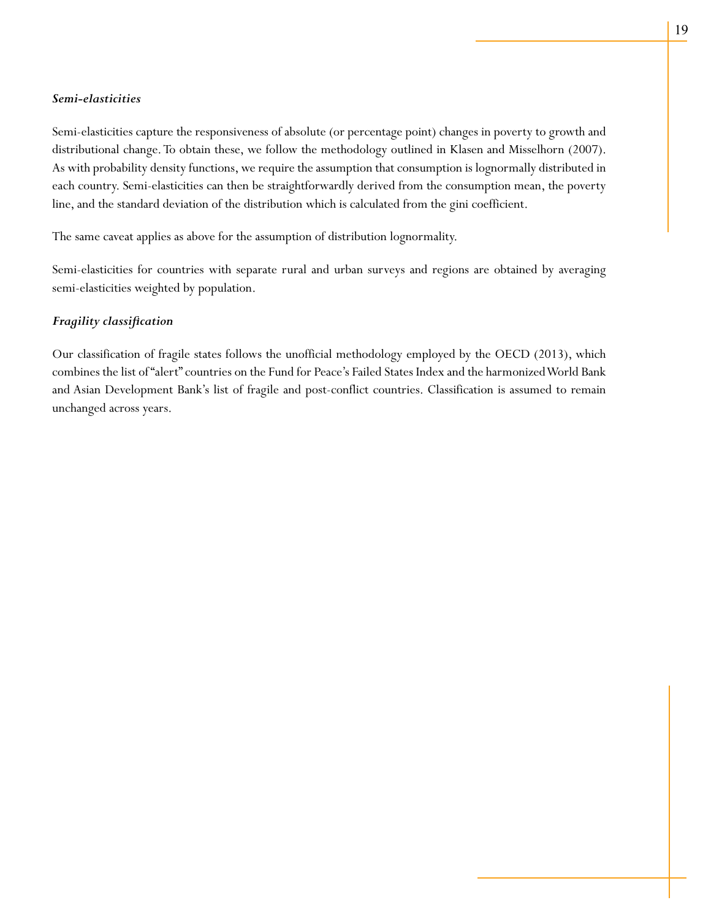### *Semi-elasticities*

Semi-elasticities capture the responsiveness of absolute (or percentage point) changes in poverty to growth and distributional change. To obtain these, we follow the methodology outlined in Klasen and Misselhorn (2007). As with probability density functions, we require the assumption that consumption is lognormally distributed in each country. Semi-elasticities can then be straightforwardly derived from the consumption mean, the poverty line, and the standard deviation of the distribution which is calculated from the gini coefficient.

The same caveat applies as above for the assumption of distribution lognormality.

Semi-elasticities for countries with separate rural and urban surveys and regions are obtained by averaging semi-elasticities weighted by population.

### *Fragility classification*

Our classification of fragile states follows the unofficial methodology employed by the OECD (2013), which combines the list of "alert" countries on the Fund for Peace's Failed States Index and the harmonized World Bank and Asian Development Bank's list of fragile and post-conflict countries. Classification is assumed to remain unchanged across years.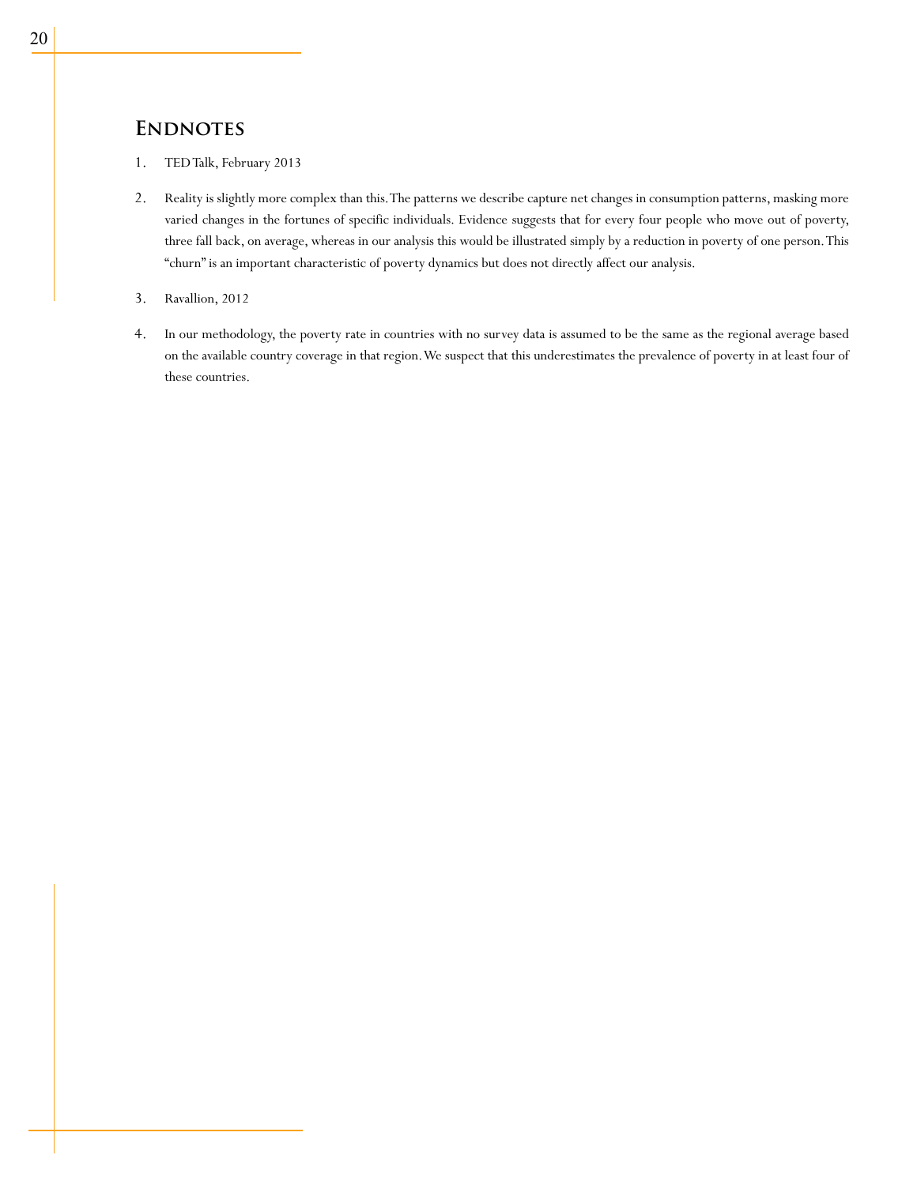## Endnotes

1. TED Talk, February 2013

2. Reality is slightly more complex than this. The patterns we describe capture net changes in consumption patterns, masking more varied changes in the fortunes of specific individuals. Evidence suggests that for every four people who move out of poverty, three fall back, on average, whereas in our analysis this would be illustrated simply by a reduction in poverty of one person. This "churn" is an important characteristic of poverty dynamics but does not directly affect our analysis.

3. Ravallion, 2012

4. In our methodology, the poverty rate in countries with no survey data is assumed to be the same as the regional average based on the available country coverage in that region. We suspect that this underestimates the prevalence of poverty in at least four of these countries.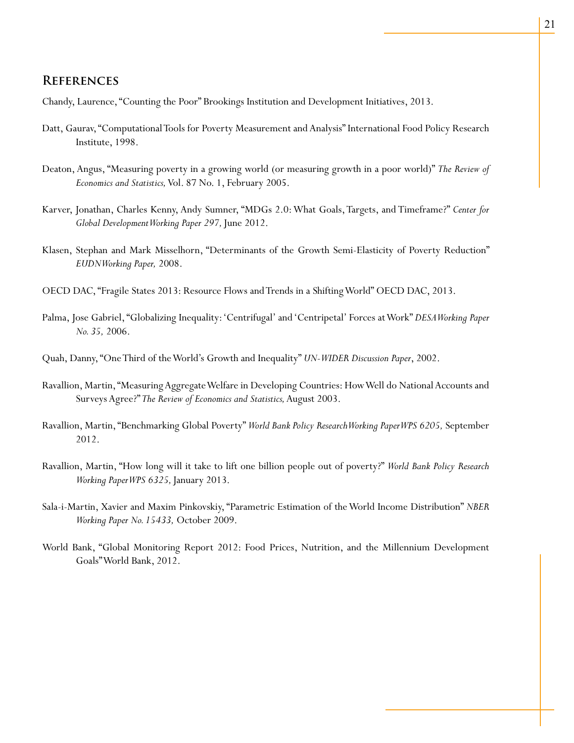## References

Chandy, Laurence, "Counting the Poor" Brookings Institution and Development Initiatives, 2013.

Datt, Gaurav, "Computational Tools for Poverty Measurement and Analysis" International Food Policy Research Institute, 1998.

Deaton, Angus, "Measuring poverty in a growing world (or measuring growth in a poor world)" *The Review of Economics and Statistics,* Vol. 87 No. 1, February 2005.

Karver, Jonathan, Charles Kenny, Andy Sumner, "MDGs 2.0: What Goals, Targets, and Timeframe?" *Center for Global Development Working Paper 297,* June 2012.

Klasen, Stephan and Mark Misselhorn, "Determinants of the Growth Semi-Elasticity of Poverty Reduction" *EUDN Working Paper,* 2008.

OECD DAC, "Fragile States 2013: Resource Flows and Trends in a Shifting World" OECD DAC, 2013.

Palma, Jose Gabriel, "Globalizing Inequality: 'Centrifugal' and 'Centripetal' Forces at Work" *DESA Working Paper No. 35,* 2006.

Quah, Danny, "One Third of the World's Growth and Inequality" *UN-WIDER Discussion Paper*, 2002.

Ravallion, Martin, "Measuring Aggregate Welfare in Developing Countries: How Well do National Accounts and Surveys Agree?" *The Review of Economics and Statistics,* August 2003.

Ravallion, Martin, "Benchmarking Global Poverty" *World Bank Policy Research Working Paper WPS 6205,* September 2012.

Ravallion, Martin, "How long will it take to lift one billion people out of poverty?" *World Bank Policy Research Working Paper WPS 6325,* January 2013.

Sala-i-Martin, Xavier and Maxim Pinkovskiy, "Parametric Estimation of the World Income Distribution" *NBER Working Paper No. 15433,* October 2009.

World Bank, "Global Monitoring Report 2012: Food Prices, Nutrition, and the Millennium Development Goals" World Bank, 2012.